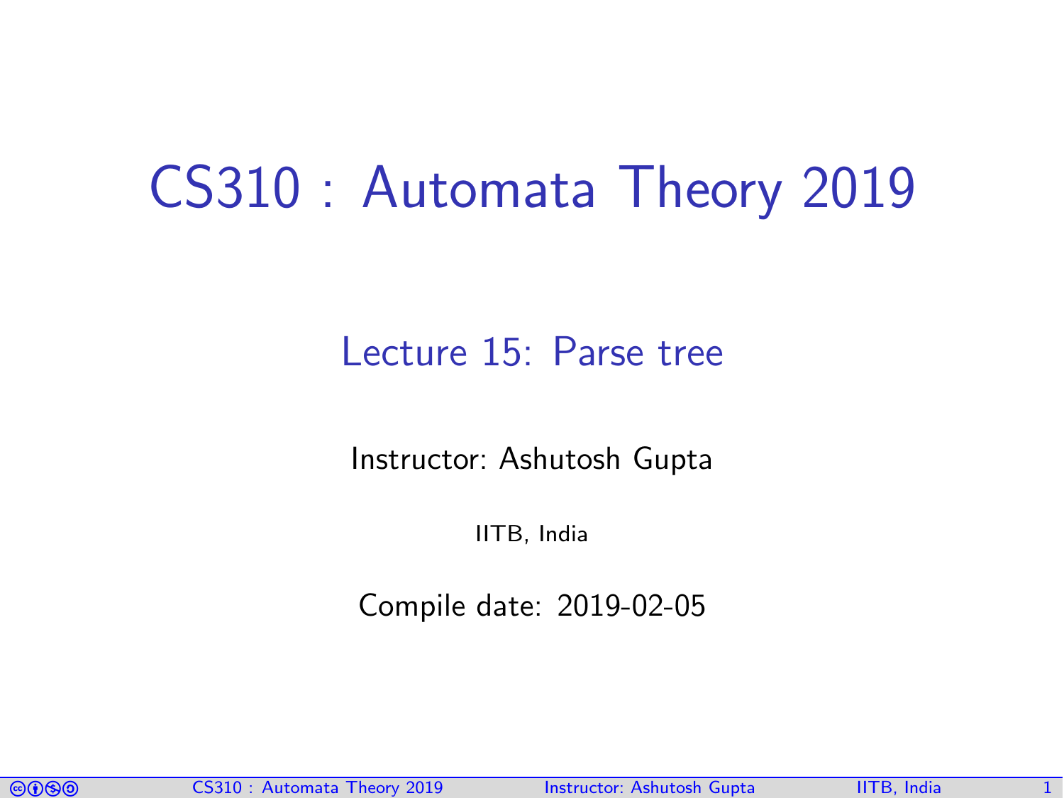# CS310 : Automata Theory 2019

## Lecture 15: Parse tree

Instructor: Ashutosh Gupta

IITB, India

Compile date: 2019-02-05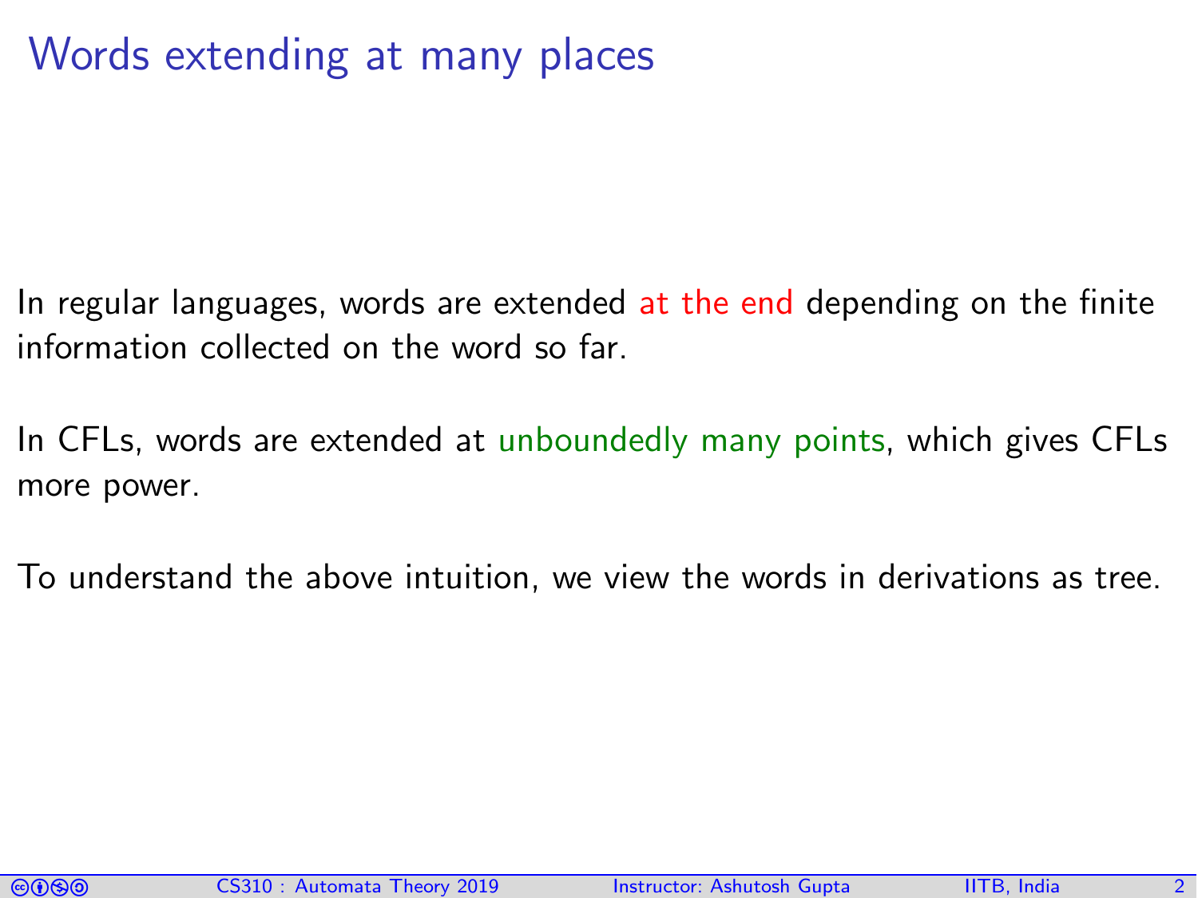# Words extending at many places

In regular languages, words are extended at the end depending on the finite information collected on the word so far.

In CFLs, words are extended at unboundedly many points, which gives CFLs more power.

To understand the above intuition, we view the words in derivations as tree.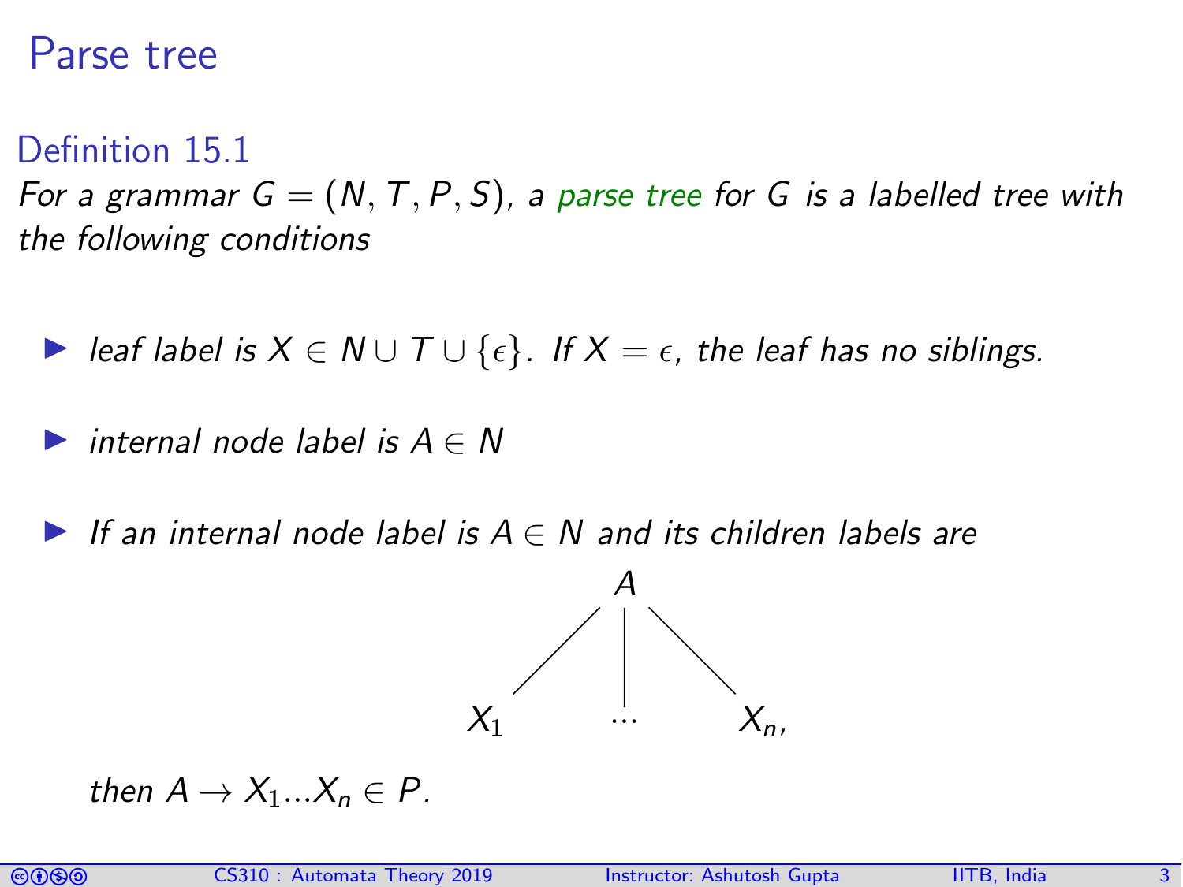# Parse tree

### Definition 15.1

*For a grammar $G = (N, T, P, S)$, a parse tree for $G$ is a labelled tree with the following conditions*

- *leaf label is $X \in N \cup T \cup \{\epsilon\}$. If $X = \epsilon$, the leaf has no siblings.*
- *internal node label is $A \in N$*
- *If an internal node label is $A \in N$ and its children labels are*

```
          A
        / | \
      X1 ... Xn,
```

*then $A \rightarrow X_1 ... X_n \in P$.*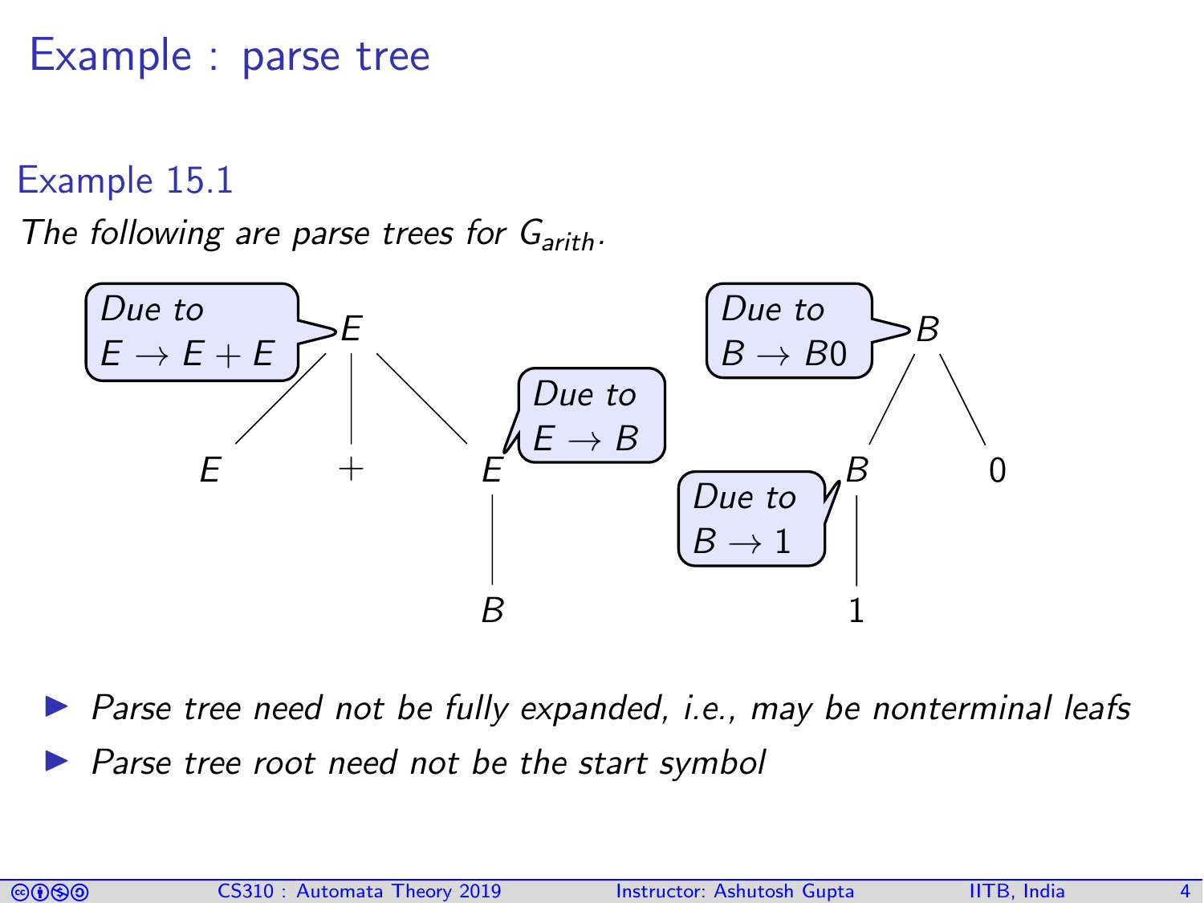# Example : parse tree

### Example 15.1

*The following are parse trees for $G_{arith}$.*

*Due to $E \rightarrow E + E$*

*Due to $E \rightarrow B$*

*Due to $B \rightarrow B0$*

*Due to $B \rightarrow 1$*

- *Parse tree need not be fully expanded, i.e., may be nonterminal leafs*
- *Parse tree root need not be the start symbol*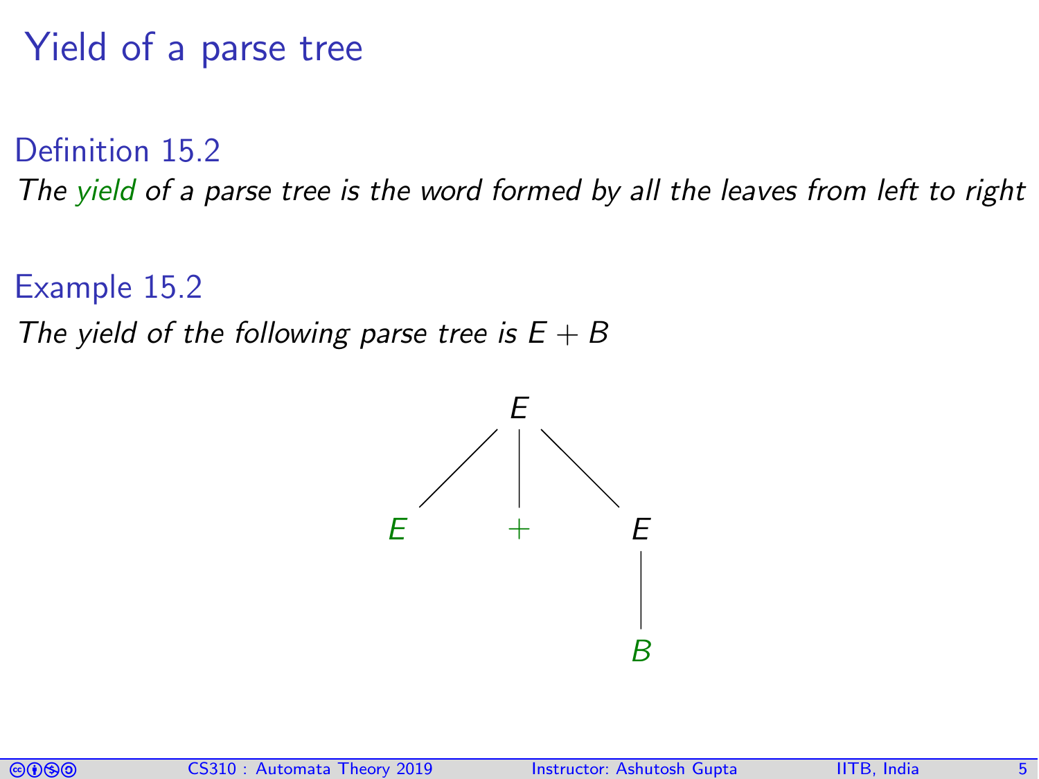# Yield of a parse tree

**Definition 15.2**

*The yield of a parse tree is the word formed by all the leaves from left to right*

**Example 15.2**

*The yield of the following parse tree is $E + B$*

```
        E
      / | \
     E  +  E
           |
           B
```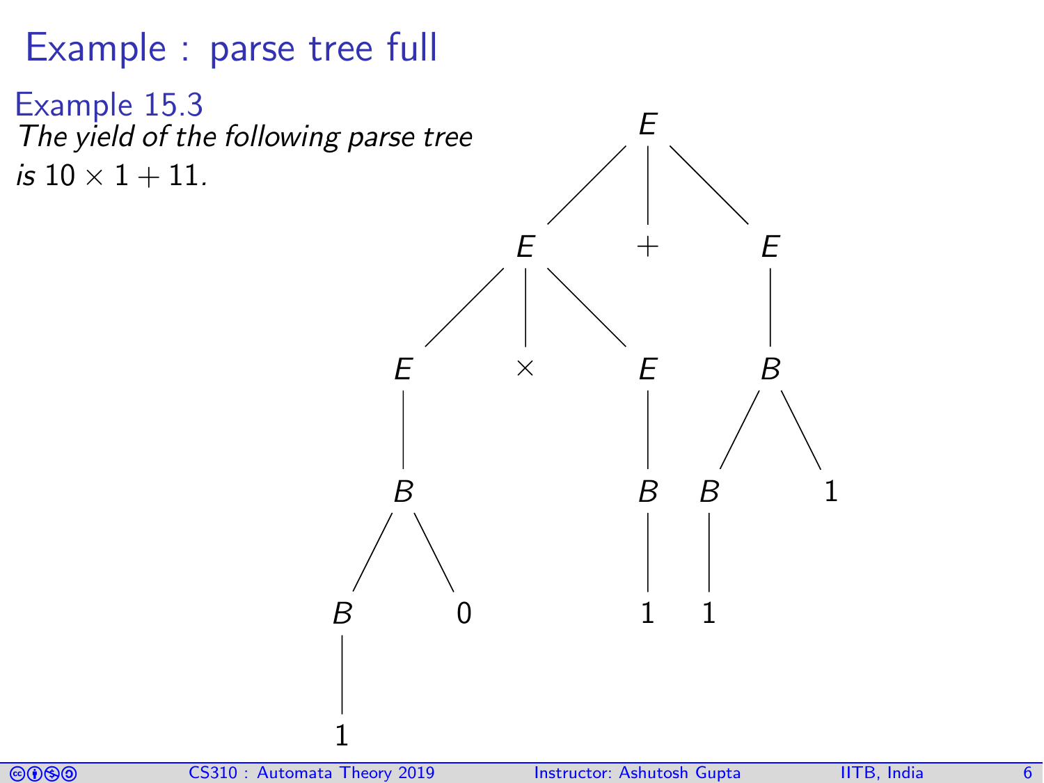# Example : parse tree full

**Example 15.3**

*The yield of the following parse tree is* $10 \times 1 + 11$.

```
                    E
                  / | \
                 E  +  E
               / | \    \
              E  ×  E    B
              |     |   / \
              B     B  B   1
             / \    |  |
            B   0   1  1
            |
            1
```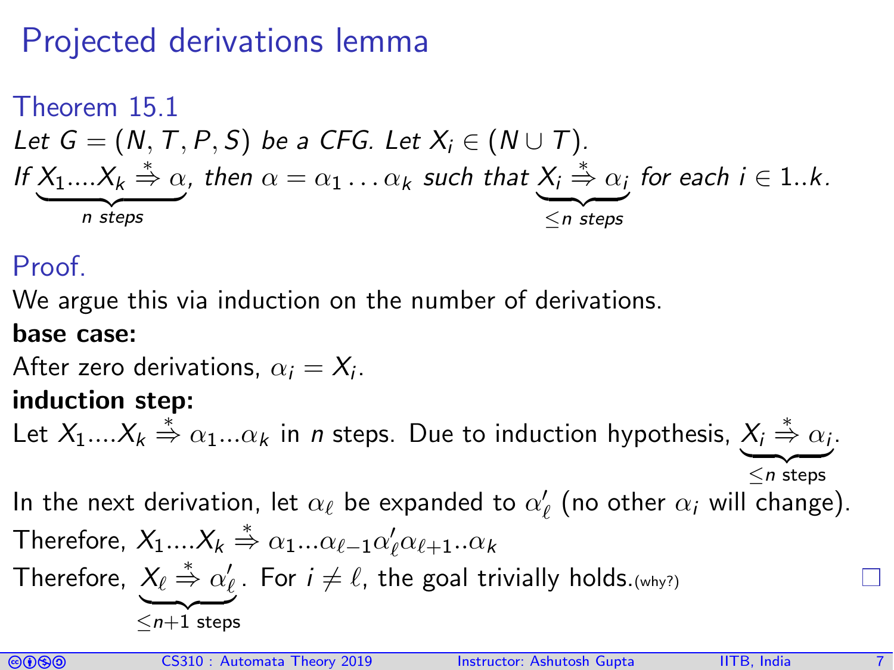# Projected derivations lemma

### Theorem 15.1

*Let $G = (N, T, P, S)$ be a CFG. Let $X_i \in (N \cup T)$.*
*If $\underbrace{X_1....X_k \overset{*}{\Rightarrow} \alpha}_{n \text{ steps}}$, then $\alpha = \alpha_1 \dots \alpha_k$ such that $\underbrace{X_i \overset{*}{\Rightarrow} \alpha_i}_{\leq n \text{ steps}}$ for each $i \in 1..k$.*

### Proof.

We argue this via induction on the number of derivations.

**base case:**

After zero derivations, $\alpha_i = X_i$.

**induction step:**

Let $X_1....X_k \overset{*}{\Rightarrow} \alpha_1...\alpha_k$ in $n$ steps. Due to induction hypothesis, $\underbrace{X_i \overset{*}{\Rightarrow} \alpha_i}_{\leq n \text{ steps}}$.

In the next derivation, let $\alpha_\ell$ be expanded to $\alpha'_\ell$ (no other $\alpha_i$ will change).

Therefore, $X_1....X_k \overset{*}{\Rightarrow} \alpha_1...\alpha_{\ell-1}\alpha'_\ell\alpha_{\ell+1}..\alpha_k$

Therefore, $\underbrace{X_\ell \overset{*}{\Rightarrow} \alpha'_\ell}_{\leq n+1 \text{ steps}}$. For $i \neq \ell$, the goal trivially holds.(why?) □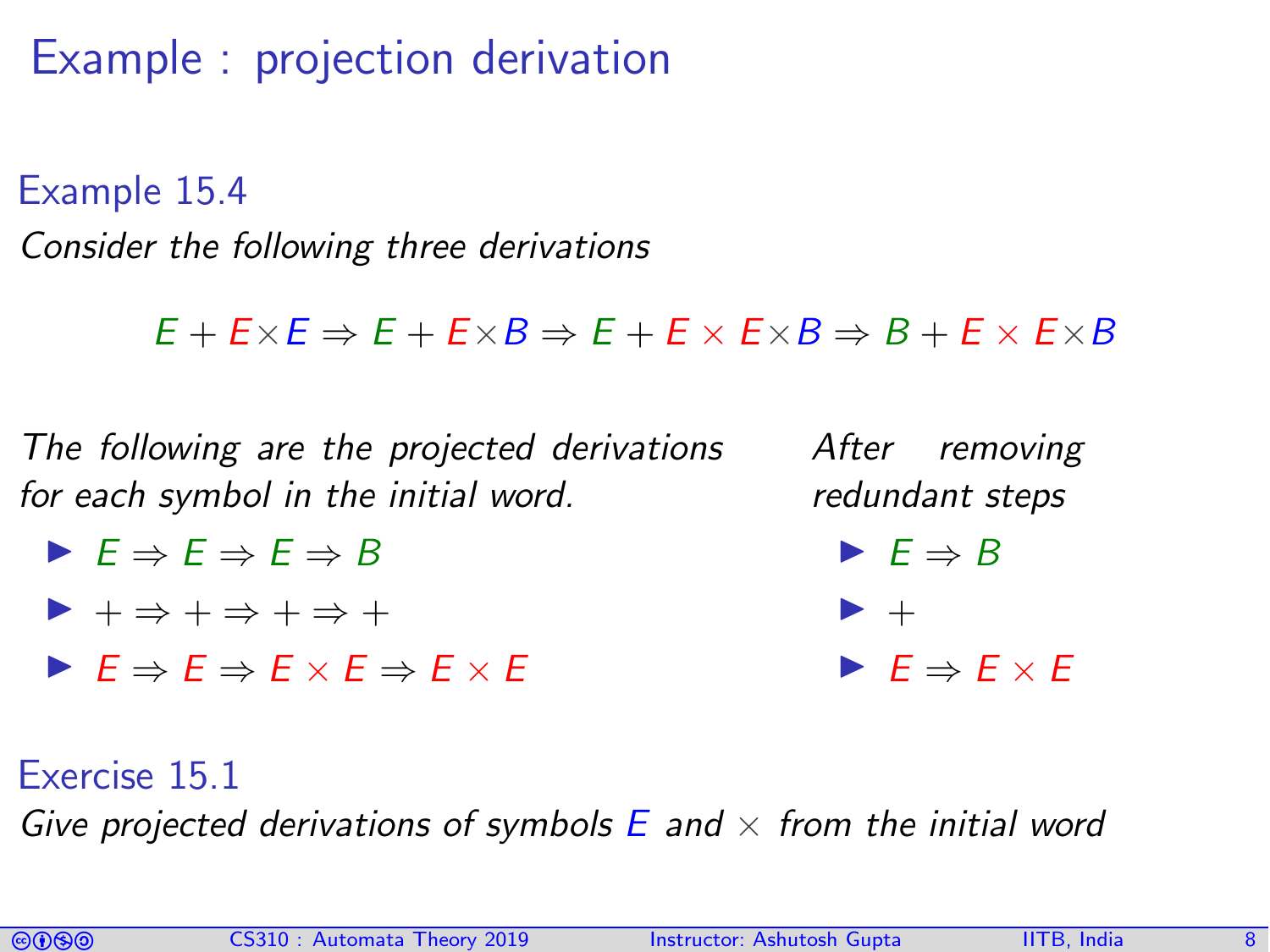# Example : projection derivation

### Example 15.4

*Consider the following three derivations*

$$E + E \times E \Rightarrow E + E \times B \Rightarrow E + E \times E \times B \Rightarrow B + E \times E \times B$$

*The following are the projected derivations for each symbol in the initial word.*

- $E \Rightarrow E \Rightarrow E \Rightarrow B$
- $+ \Rightarrow + \Rightarrow + \Rightarrow +$
- $E \Rightarrow E \Rightarrow E \times E \Rightarrow E \times E$

*After removing redundant steps*

- $E \Rightarrow B$
- $+$
- $E \Rightarrow E \times E$

### Exercise 15.1

*Give projected derivations of symbols* $E$ *and* $\times$ *from the initial word*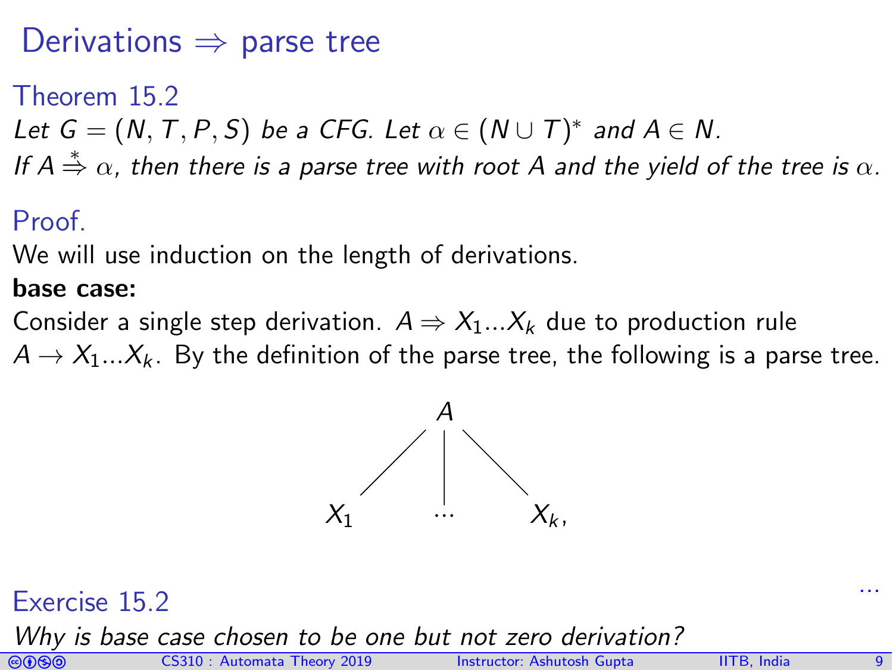# Derivations ⇒ parse tree

### Theorem 15.2

*Let $G = (N, T, P, S)$ be a CFG. Let $\alpha \in (N \cup T)^*$ and $A \in N$.*
*If $A \overset{*}{\Rightarrow} \alpha$, then there is a parse tree with root $A$ and the yield of the tree is $\alpha$.*

### Proof.

We will use induction on the length of derivations.

**base case:**

Consider a single step derivation. $A \Rightarrow X_1 ... X_k$ due to production rule $A \rightarrow X_1 ... X_k$. By the definition of the parse tree, the following is a parse tree.

```
        A
      / | \
    X1 ... Xk,
```

...

### Exercise 15.2

*Why is base case chosen to be one but not zero derivation?*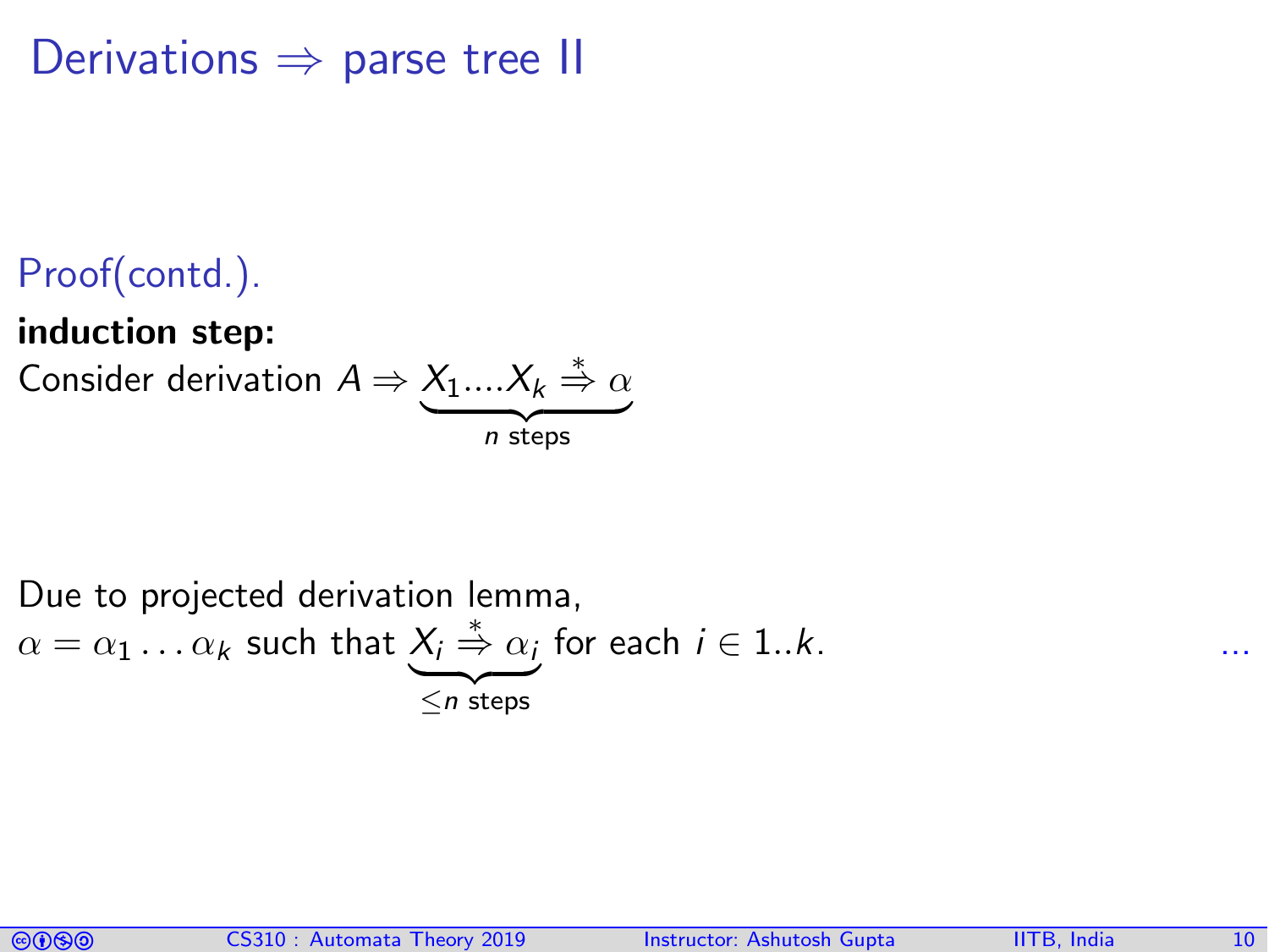# Derivations ⇒ parse tree II

Proof(contd.).

**induction step:**

Consider derivation $A \Rightarrow \underbrace{X_1....X_k \stackrel{*}{\Rightarrow} \alpha}_{n \text{ steps}}$

Due to projected derivation lemma,

$\alpha = \alpha_1 \dots \alpha_k$ such that $\underbrace{X_i \stackrel{*}{\Rightarrow} \alpha_i}_{\leq n \text{ steps}}$ for each $i \in 1..k$. ...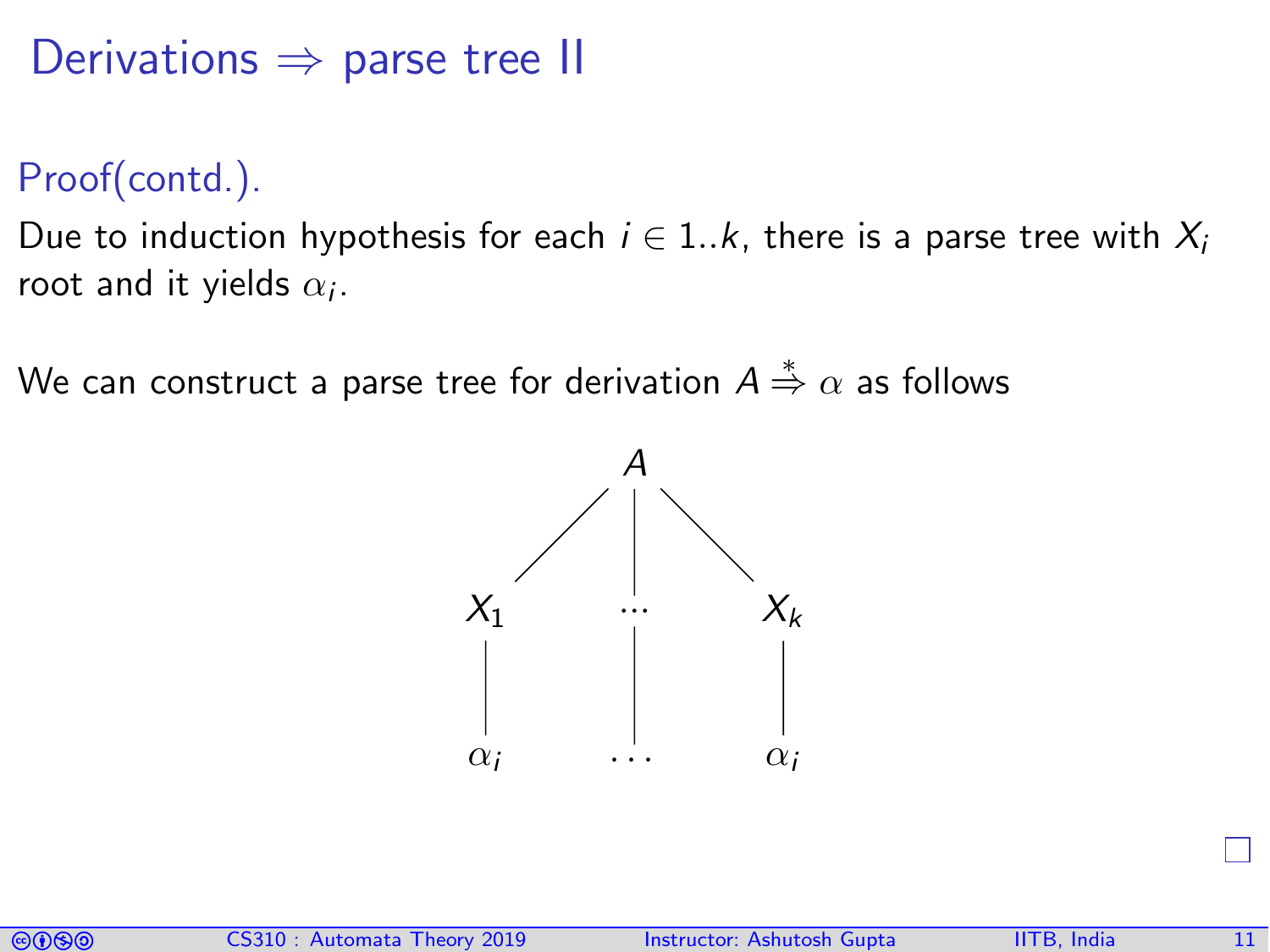# Derivations ⇒ parse tree II

**Proof(contd.).**

Due to induction hypothesis for each $i \in 1..k$, there is a parse tree with $X_i$ root and it yields $\alpha_i$.

We can construct a parse tree for derivation $A \stackrel{*}{\Rightarrow} \alpha$ as follows

```
            A
          / | \
        X1 ...  Xk
        |   |   |
       αi  ...  αi
```

□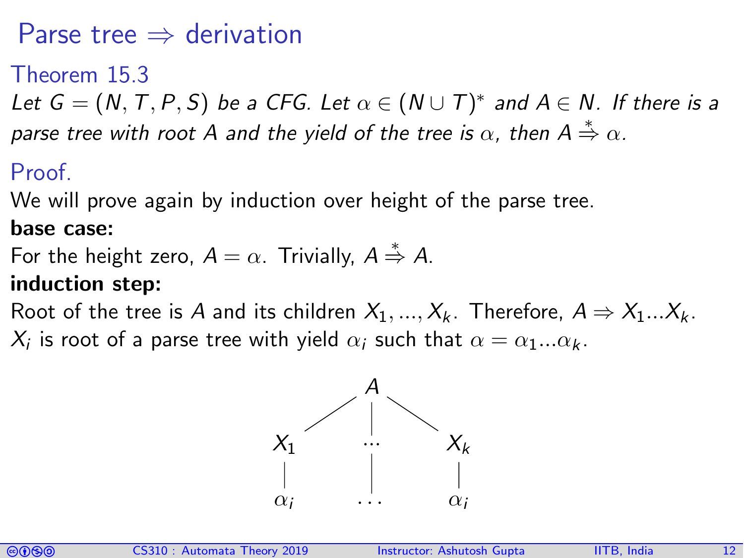# Parse tree $\Rightarrow$ derivation

## Theorem 15.3

*Let $G = (N, T, P, S)$ be a CFG. Let $\alpha \in (N \cup T)^*$ and $A \in N$. If there is a parse tree with root $A$ and the yield of the tree is $\alpha$, then $A \overset{*}{\Rightarrow} \alpha$.*

## Proof.

We will prove again by induction over height of the parse tree.

**base case:**

For the height zero, $A = \alpha$. Trivially, $A \overset{*}{\Rightarrow} A$.

**induction step:**

Root of the tree is $A$ and its children $X_1, ..., X_k$. Therefore, $A \Rightarrow X_1 ... X_k$.

$X_i$ is root of a parse tree with yield $\alpha_i$ such that $\alpha = \alpha_1 ... \alpha_k$.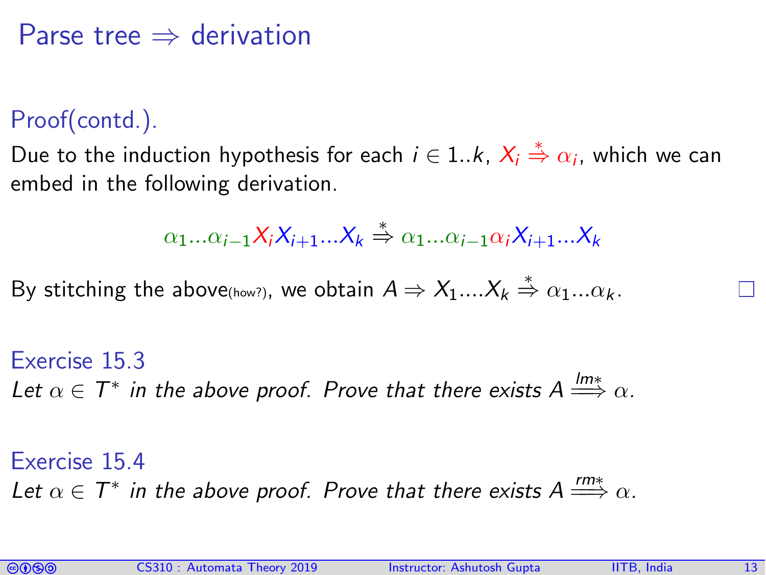# Parse tree ⇒ derivation

Proof(contd.).

Due to the induction hypothesis for each $i \in 1..k$, $X_i \overset{*}{\Rightarrow} \alpha_i$, which we can embed in the following derivation.

$$\alpha_1 ... \alpha_{i-1} X_i X_{i+1} ... X_k \overset{*}{\Rightarrow} \alpha_1 ... \alpha_{i-1} \alpha_i X_{i+1} ... X_k$$

By stitching the above(how?), we obtain $A \Rightarrow X_1 .... X_k \overset{*}{\Rightarrow} \alpha_1 ... \alpha_k$. □

**Exercise 15.3**

*Let $\alpha \in T^*$ in the above proof. Prove that there exists $A \overset{lm*}{\Longrightarrow} \alpha$.*

**Exercise 15.4**

*Let $\alpha \in T^*$ in the above proof. Prove that there exists $A \overset{rm*}{\Longrightarrow} \alpha$.*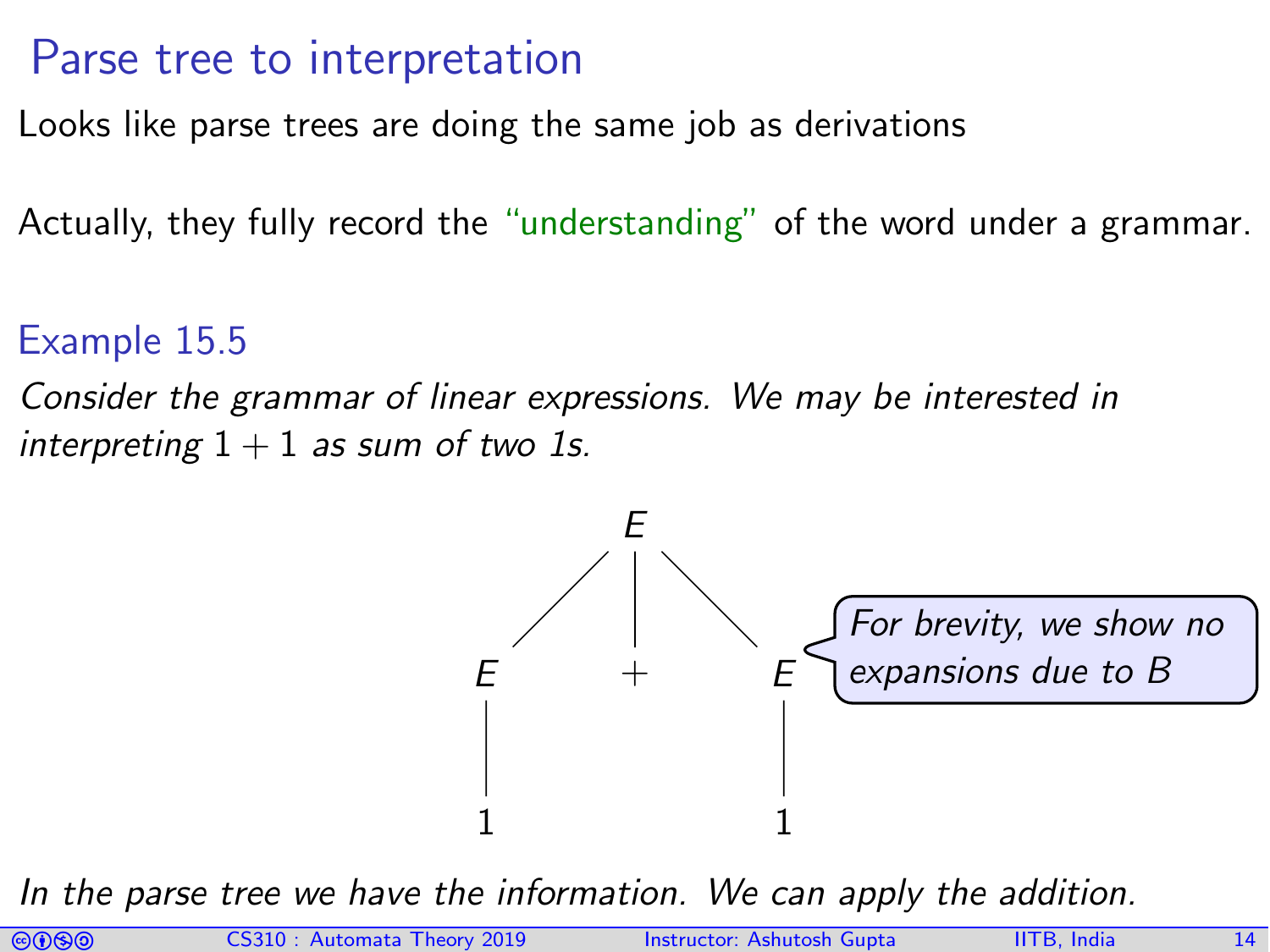# Parse tree to interpretation

Looks like parse trees are doing the same job as derivations

Actually, they fully record the "understanding" of the word under a grammar.

### Example 15.5

*Consider the grammar of linear expressions. We may be interested in interpreting $1+1$ as sum of two 1s.*

```
          E
        / | \
       E  +  E
       |     |
       1     1
```

*For brevity, we show no expansions due to B*

*In the parse tree we have the information. We can apply the addition.*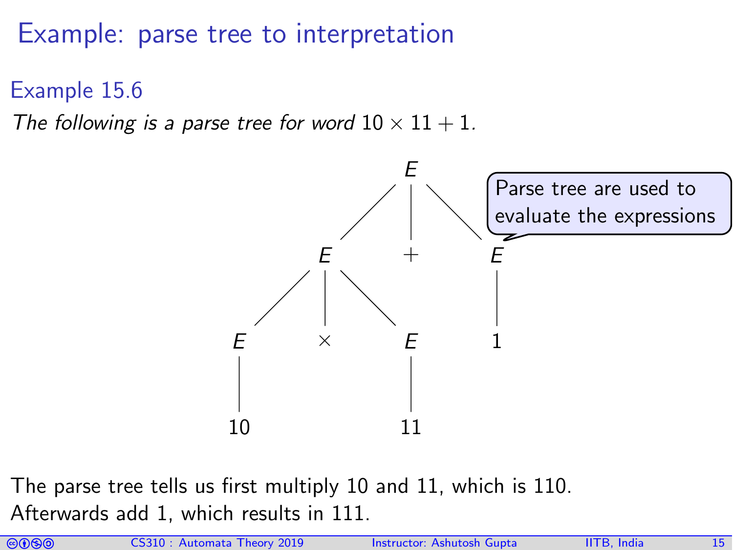# Example: parse tree to interpretation

### Example 15.6

*The following is a parse tree for word* $10 \times 11 + 1$.

```
            E
          / | \
         E  +  E
       / | \    |
      E  ×  E   1
      |     |
     10    11
```

Parse tree are used to evaluate the expressions

The parse tree tells us first multiply 10 and 11, which is 110.
Afterwards add 1, which results in 111.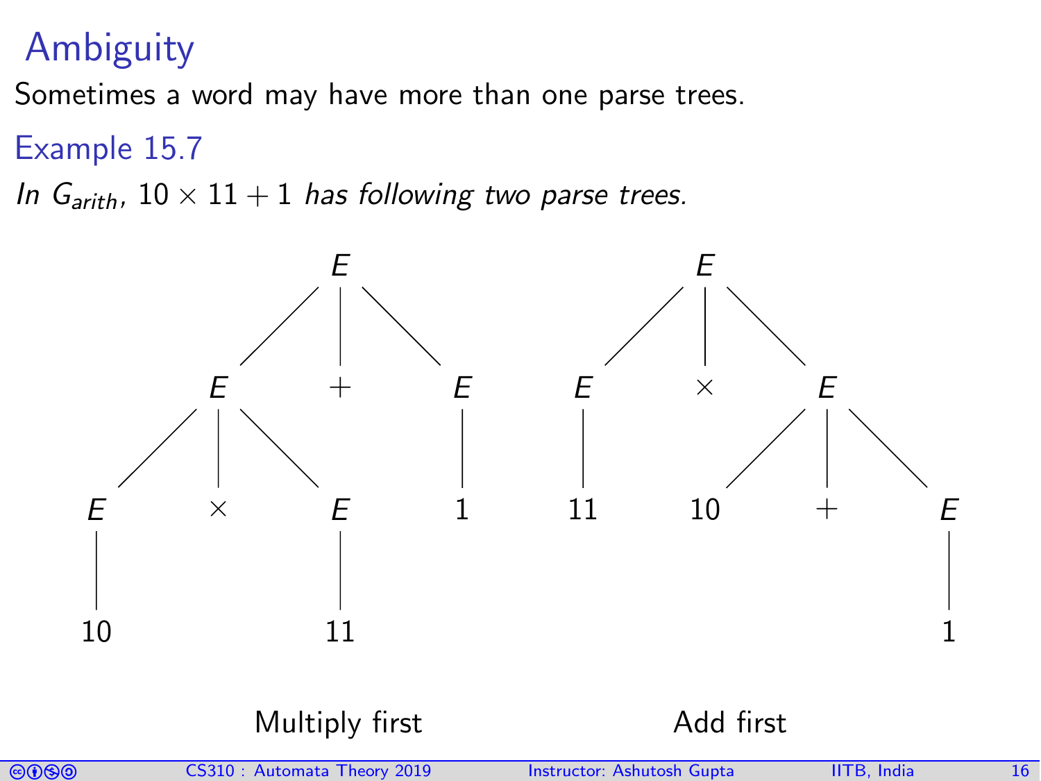# Ambiguity

Sometimes a word may have more than one parse trees.

### Example 15.7

*In $G_{arith}$, $10 \times 11 + 1$ has following two parse trees.*

```
              E                                 E
           /  |  \                           /  |  \
          E   +   E                         E   ×   E
        / | \     |                         |     / | \
       E  ×  E    1                        11   10  +  E
       |     |                                         |
      10    11                                         1
```

Multiply first

Add first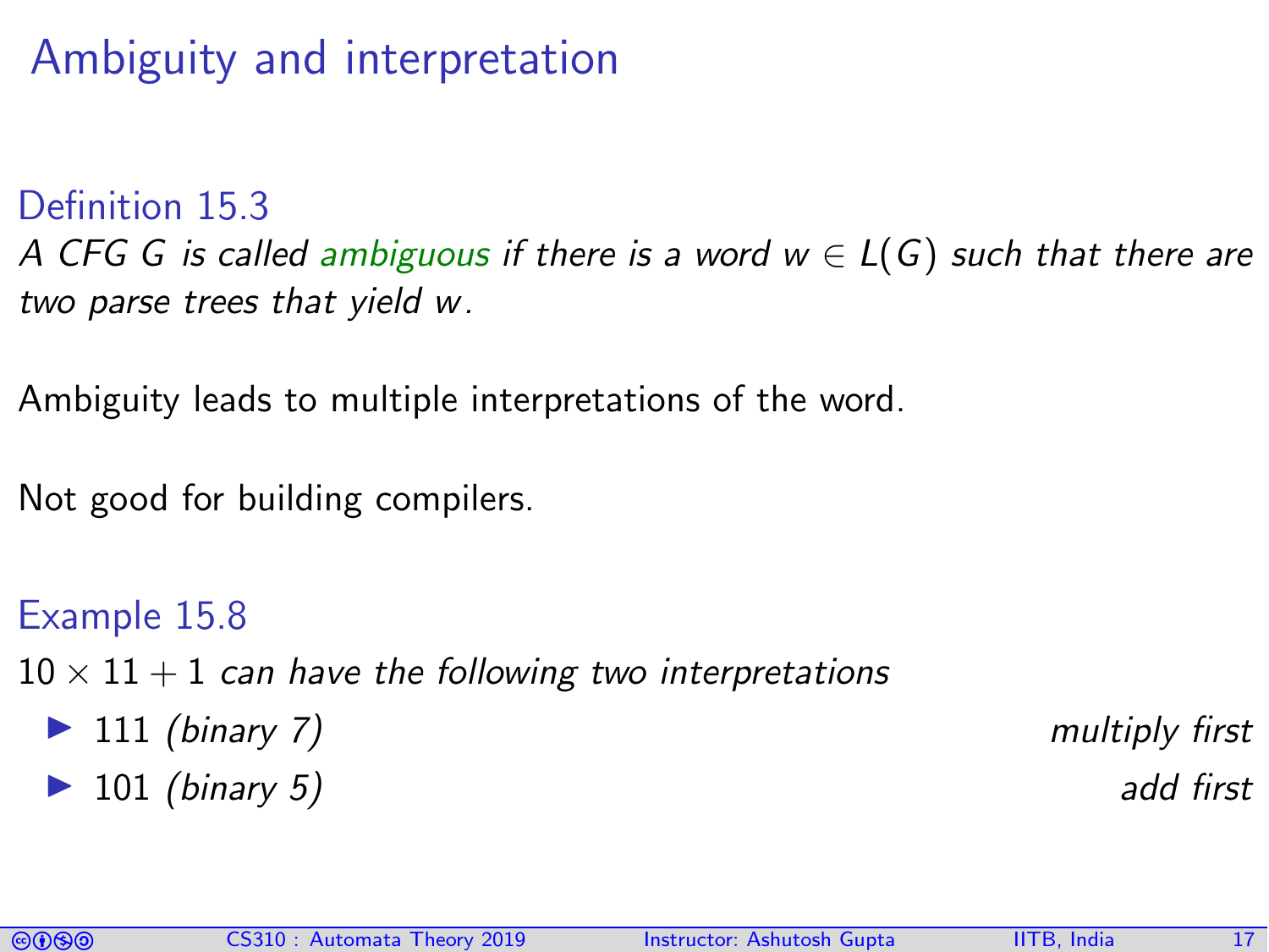# Ambiguity and interpretation

### Definition 15.3

*A CFG $G$ is called* ambiguous *if there is a word $w \in L(G)$ such that there are two parse trees that yield $w$.*

Ambiguity leads to multiple interpretations of the word.

Not good for building compilers.

### Example 15.8

$10 \times 11 + 1$ *can have the following two interpretations*

- 111 *(binary 7)* — *multiply first*
- 101 *(binary 5)* — *add first*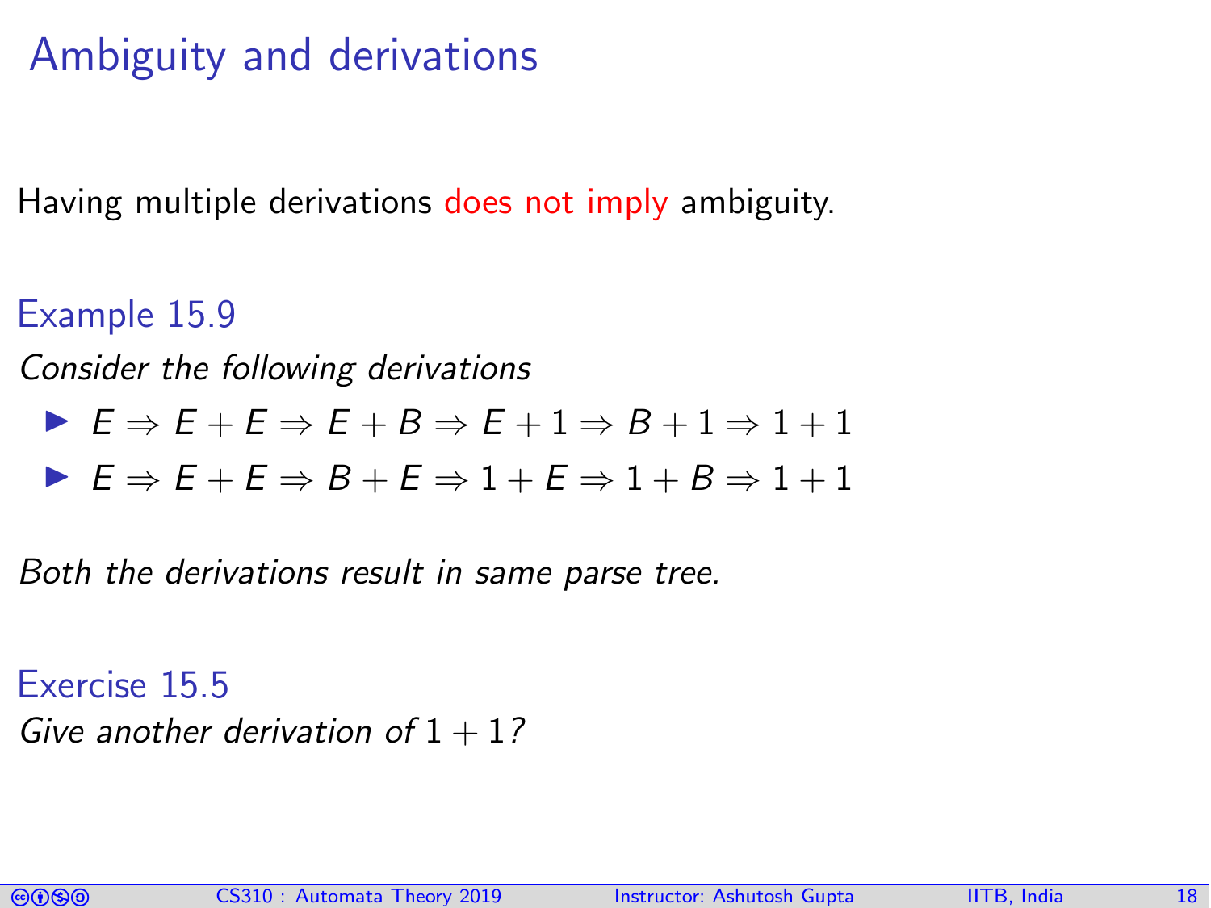# Ambiguity and derivations

Having multiple derivations does not imply ambiguity.

### Example 15.9

*Consider the following derivations*

- $E \Rightarrow E + E \Rightarrow E + B \Rightarrow E + 1 \Rightarrow B + 1 \Rightarrow 1 + 1$
- $E \Rightarrow E + E \Rightarrow B + E \Rightarrow 1 + E \Rightarrow 1 + B \Rightarrow 1 + 1$

*Both the derivations result in same parse tree.*

### Exercise 15.5

*Give another derivation of* $1 + 1$*?*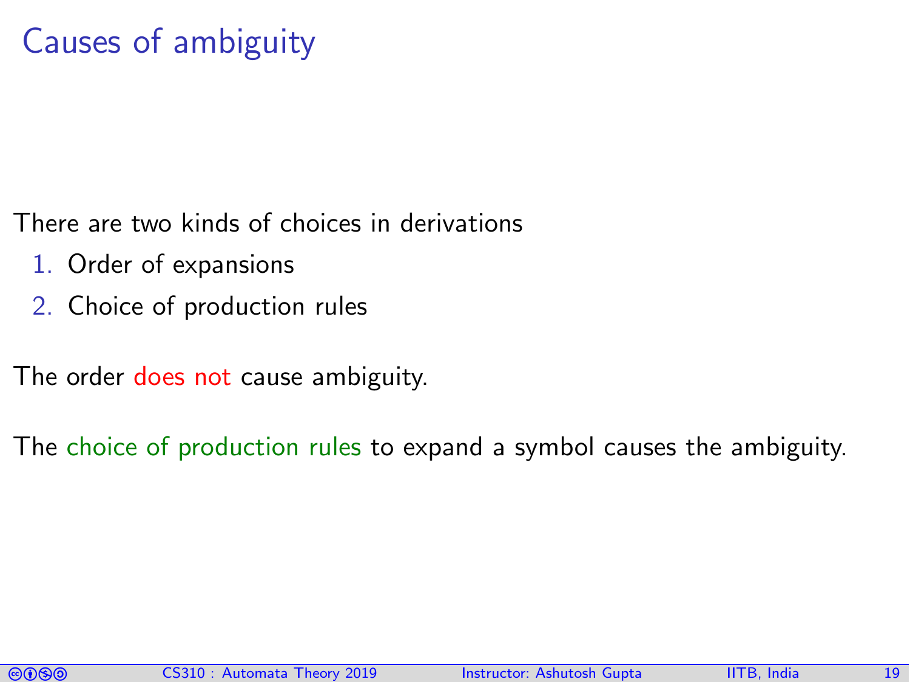# Causes of ambiguity

There are two kinds of choices in derivations

1. Order of expansions
2. Choice of production rules

The order does not cause ambiguity.

The choice of production rules to expand a symbol causes the ambiguity.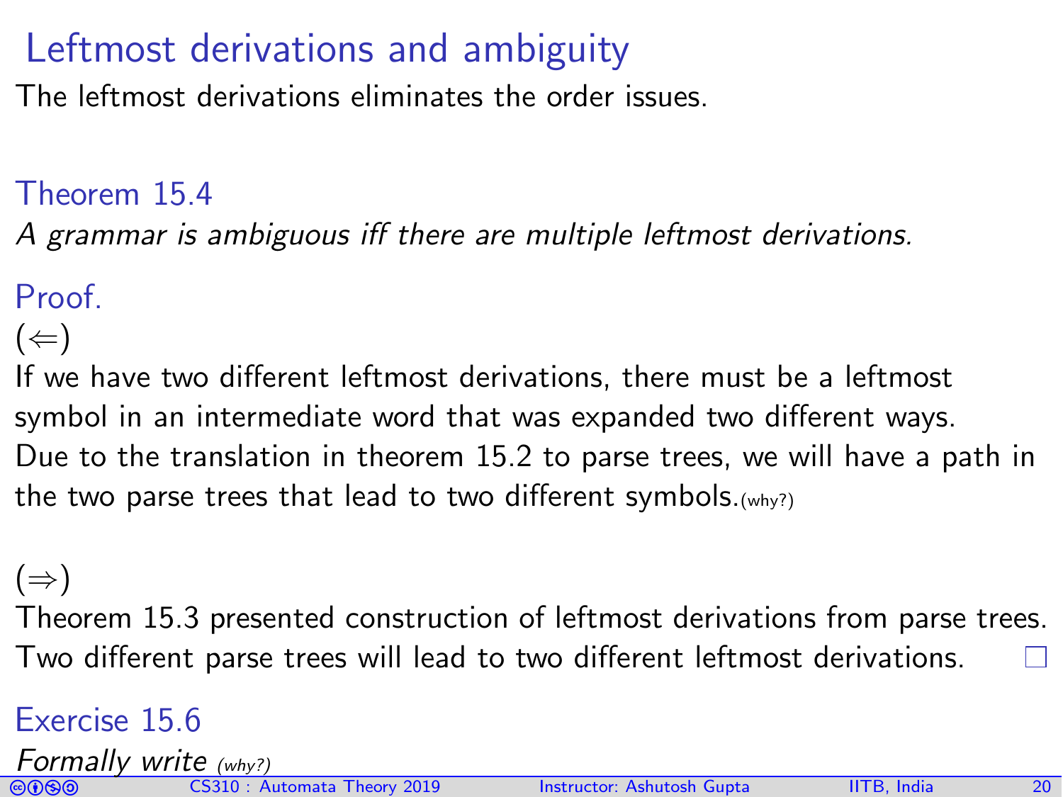# Leftmost derivations and ambiguity

The leftmost derivations eliminates the order issues.

### Theorem 15.4

*A grammar is ambiguous iff there are multiple leftmost derivations.*

### Proof.

($\Leftarrow$)

If we have two different leftmost derivations, there must be a leftmost symbol in an intermediate word that was expanded two different ways. Due to the translation in theorem 15.2 to parse trees, we will have a path in the two parse trees that lead to two different symbols.(why?)

($\Rightarrow$)

Theorem 15.3 presented construction of leftmost derivations from parse trees. Two different parse trees will lead to two different leftmost derivations. □

### Exercise 15.6

*Formally write (why?)*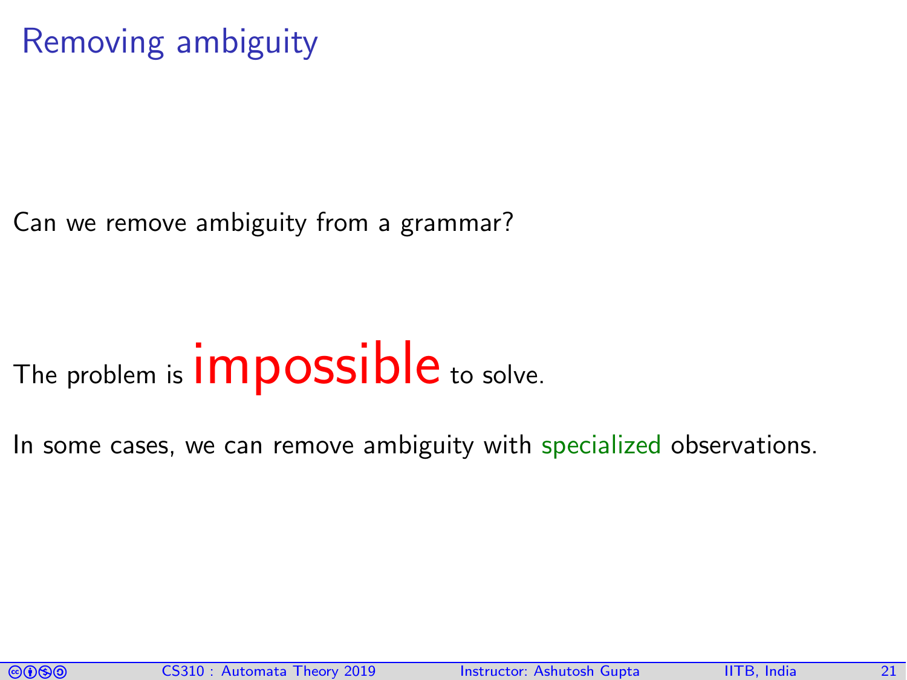# Removing ambiguity

Can we remove ambiguity from a grammar?

The problem is **impossible** to solve.

In some cases, we can remove ambiguity with specialized observations.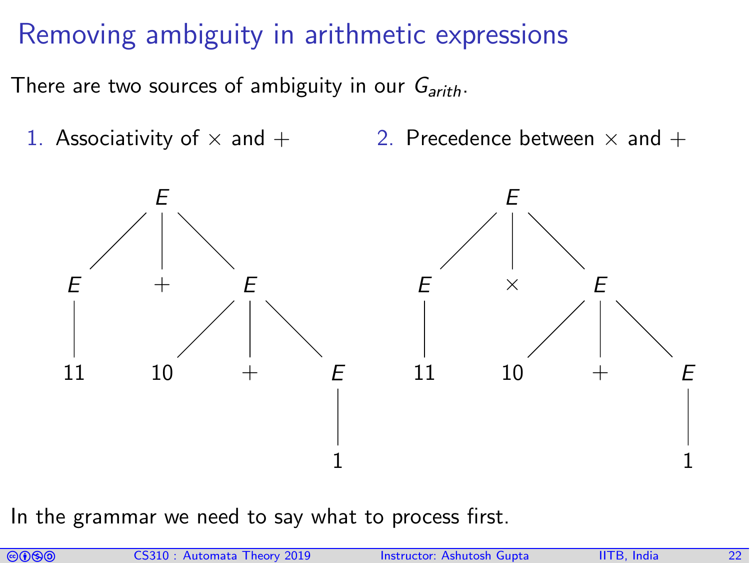# Removing ambiguity in arithmetic expressions

There are two sources of ambiguity in our $G_{arith}$.

1. Associativity of $\times$ and $+$
2. Precedence between $\times$ and $+$

In the grammar we need to say what to process first.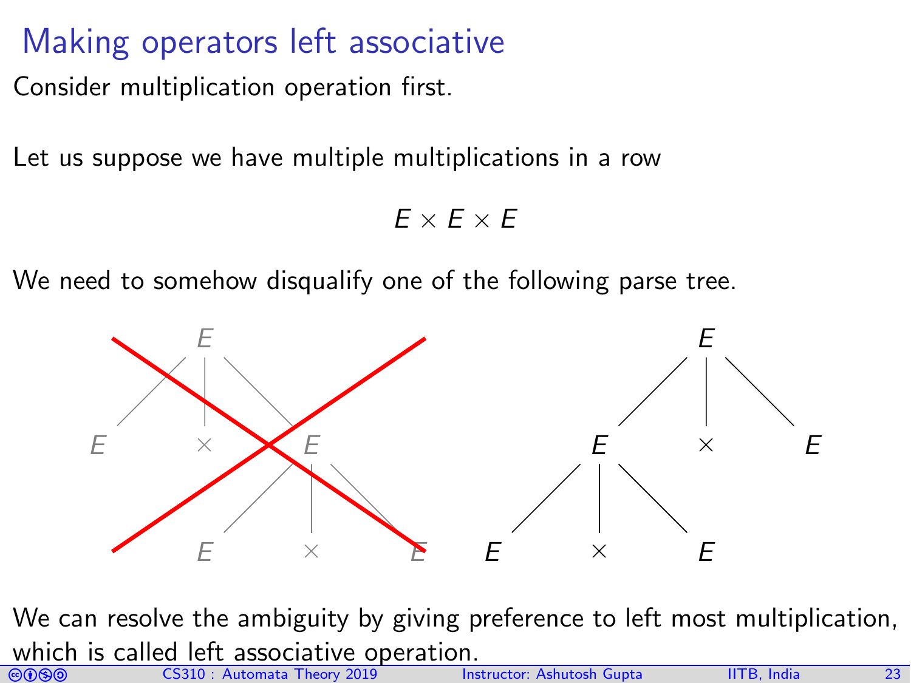# Making operators left associative

Consider multiplication operation first.

Let us suppose we have multiple multiplications in a row

$$E \times E \times E$$

We need to somehow disqualify one of the following parse tree.

We can resolve the ambiguity by giving preference to left most multiplication, which is called left associative operation.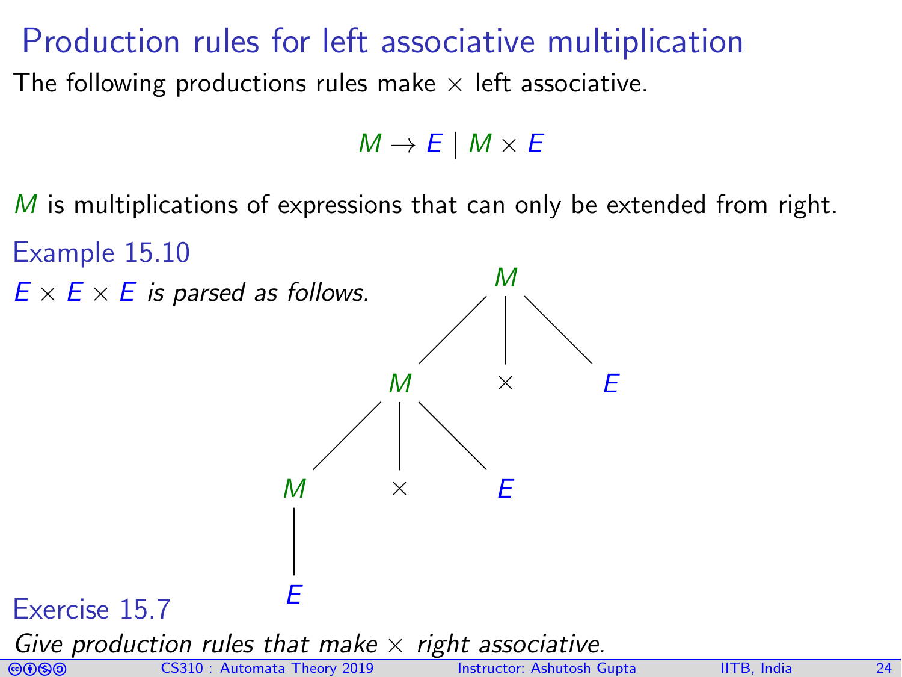# Production rules for left associative multiplication

The following productions rules make $\times$ left associative.

$$M \rightarrow E \mid M \times E$$

$M$ is multiplications of expressions that can only be extended from right.

## Example 15.10

*$E \times E \times E$ is parsed as follows.*

```
            M
          / | \
         M  ×  E
       / | \
      M  ×  E
      |
      E
```

## Exercise 15.7

*Give production rules that make $\times$ right associative.*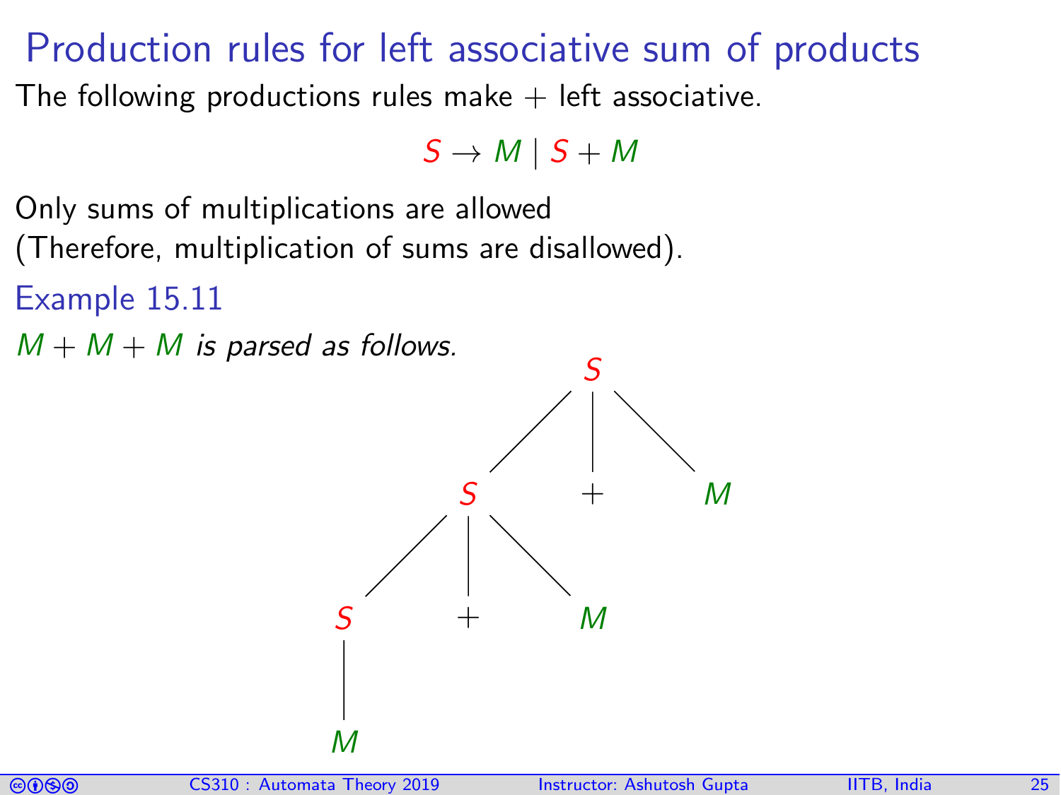# Production rules for left associative sum of products

The following productions rules make + left associative.

$$S \rightarrow M \mid S + M$$

Only sums of multiplications are allowed
(Therefore, multiplication of sums are disallowed).

### Example 15.11

*$M + M + M$ is parsed as follows.*

```
            S
          / | \
         S  +  M
       / | \
      S  +  M
      |
      M
```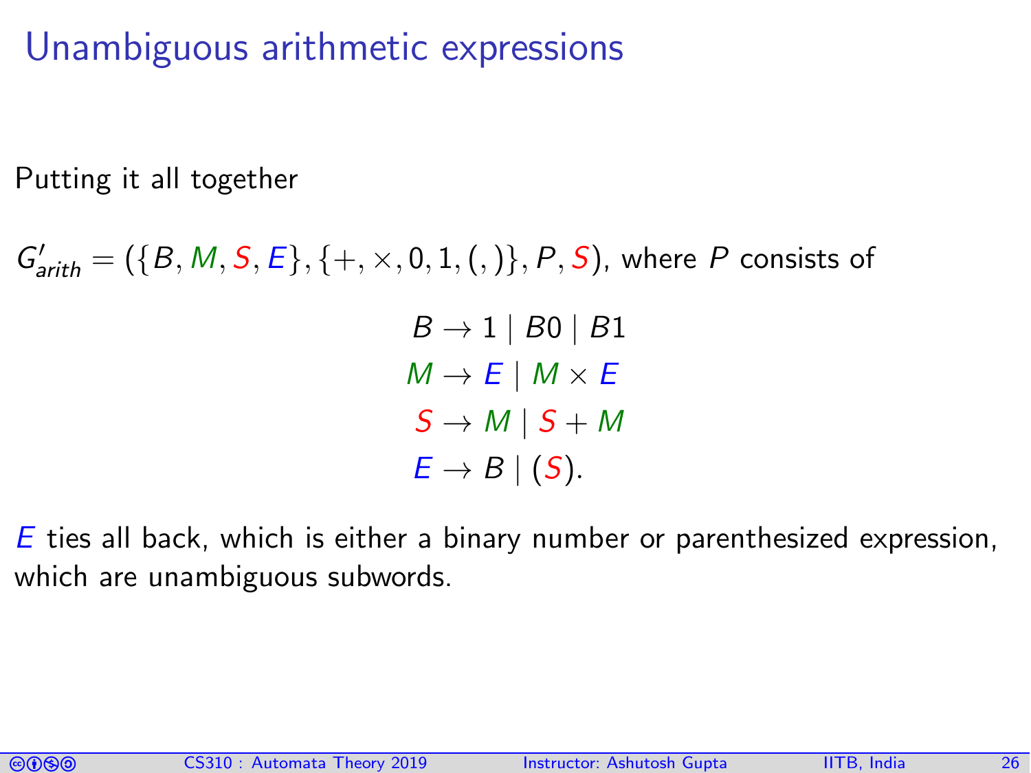# Unambiguous arithmetic expressions

Putting it all together

$G'_{arith} = (\{B, M, S, E\}, \{+, \times, 0, 1, (, )\}, P, S)$, where $P$ consists of

$$
\begin{aligned}
B &\rightarrow 1 \mid B0 \mid B1 \\
M &\rightarrow E \mid M \times E \\
S &\rightarrow M \mid S + M \\
E &\rightarrow B \mid (S).
\end{aligned}
$$

$E$ ties all back, which is either a binary number or parenthesized expression, which are unambiguous subwords.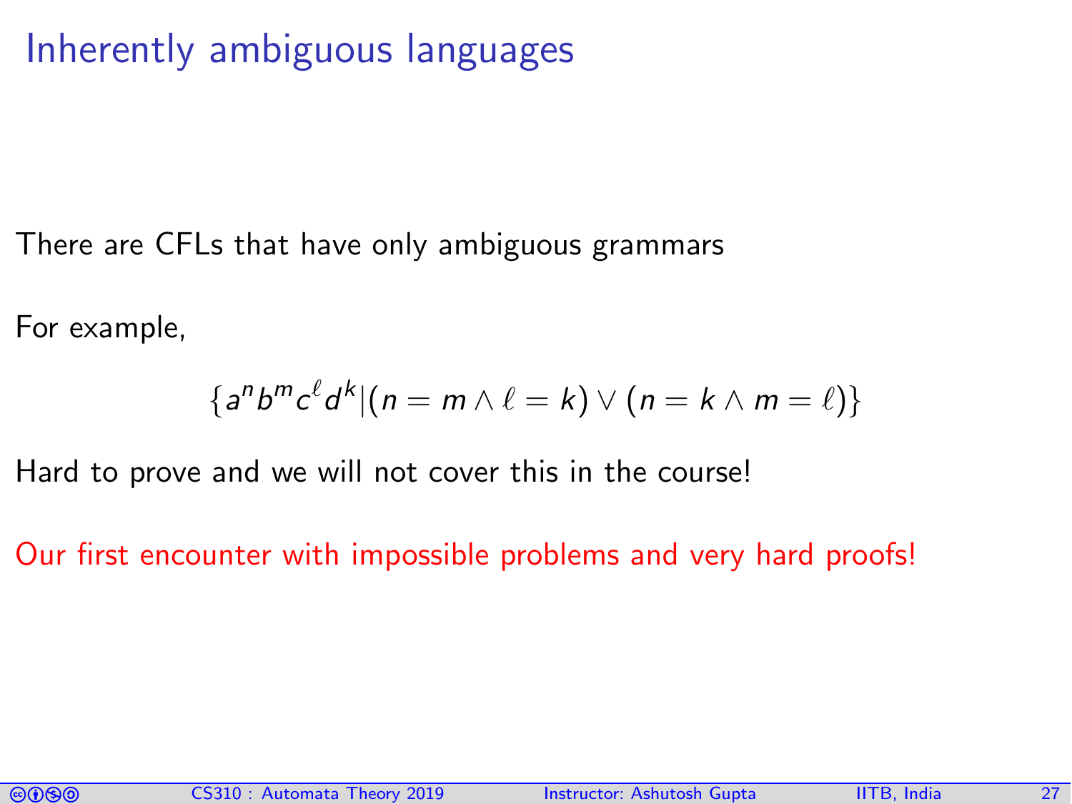# Inherently ambiguous languages

There are CFLs that have only ambiguous grammars

For example,

$$\{a^n b^m c^\ell d^k | (n = m \wedge \ell = k) \vee (n = k \wedge m = \ell)\}$$

Hard to prove and we will not cover this in the course!

Our first encounter with impossible problems and very hard proofs!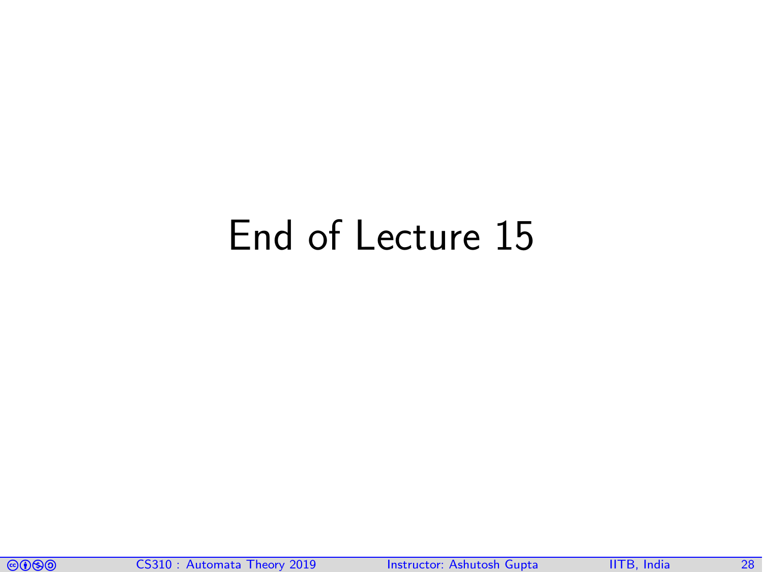# End of Lecture 15